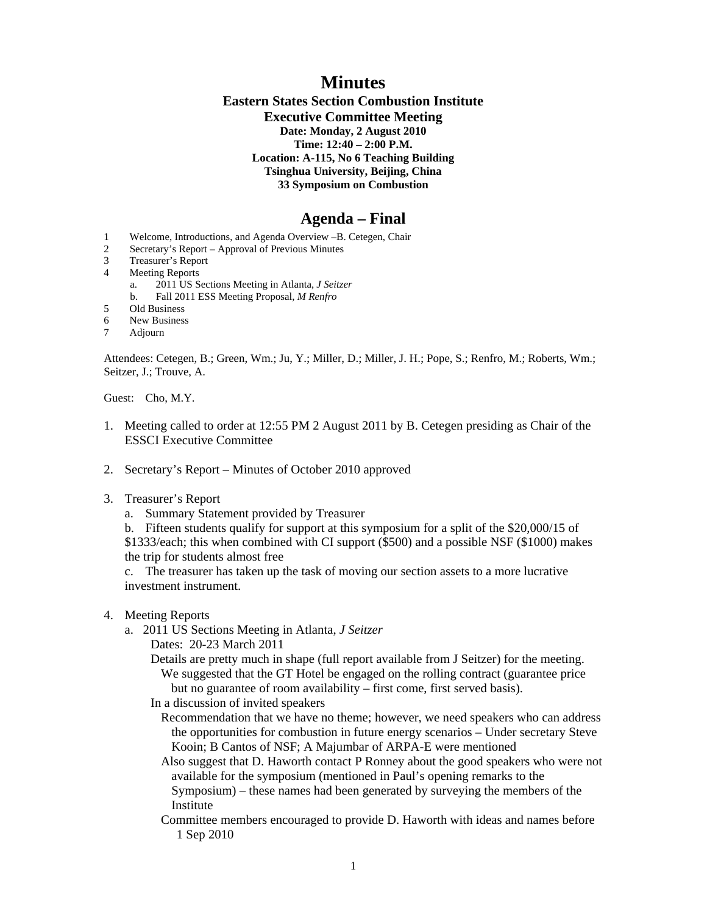# Minutes

**Eastern States Section Combustion Institute**
**Executive Committee Meeting**
**Date: Monday, 2 August 2010**
**Time: 12:40 – 2:00 P.M.**
**Location: A-115, No 6 Teaching Building**
**Tsinghua University, Beijing, China**
**33 Symposium on Combustion**

## Agenda – Final

1 Welcome, Introductions, and Agenda Overview –B. Cetegen, Chair
2 Secretary's Report – Approval of Previous Minutes
3 Treasurer's Report
4 Meeting Reports
 a. 2011 US Sections Meeting in Atlanta, *J Seitzer*
 b. Fall 2011 ESS Meeting Proposal, *M Renfro*
5 Old Business
6 New Business
7 Adjourn

Attendees: Cetegen, B.; Green, Wm.; Ju, Y.; Miller, D.; Miller, J. H.; Pope, S.; Renfro, M.; Roberts, Wm.; Seitzer, J.; Trouve, A.

Guest: Cho, M.Y.

1. Meeting called to order at 12:55 PM 2 August 2011 by B. Cetegen presiding as Chair of the ESSCI Executive Committee

2. Secretary's Report – Minutes of October 2010 approved

3. Treasurer's Report
   a. Summary Statement provided by Treasurer
   b. Fifteen students qualify for support at this symposium for a split of the $20,000/15 of $1333/each; this when combined with CI support ($500) and a possible NSF ($1000) makes the trip for students almost free
   c. The treasurer has taken up the task of moving our section assets to a more lucrative investment instrument.

4. Meeting Reports
   a. 2011 US Sections Meeting in Atlanta, *J Seitzer*
      Dates: 20-23 March 2011
      Details are pretty much in shape (full report available from J Seitzer) for the meeting.
         We suggested that the GT Hotel be engaged on the rolling contract (guarantee price but no guarantee of room availability – first come, first served basis).
      In a discussion of invited speakers
         Recommendation that we have no theme; however, we need speakers who can address the opportunities for combustion in future energy scenarios – Under secretary Steve Kooin; B Cantos of NSF; A Majumbar of ARPA-E were mentioned
         Also suggest that D. Haworth contact P Ronney about the good speakers who were not available for the symposium (mentioned in Paul's opening remarks to the Symposium) – these names had been generated by surveying the members of the Institute
         Committee members encouraged to provide D. Haworth with ideas and names before 1 Sep 2010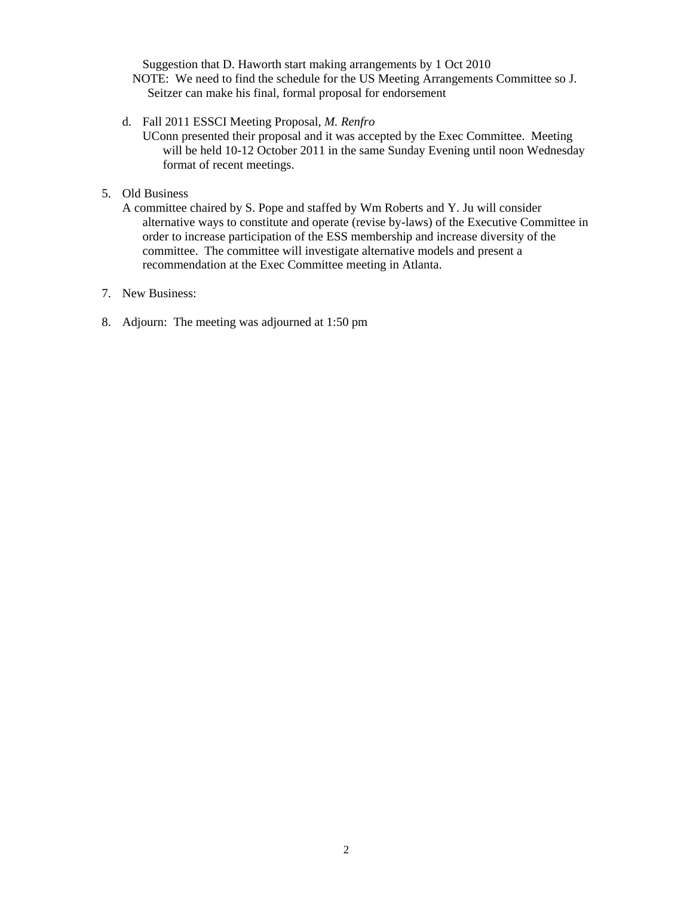Suggestion that D. Haworth start making arrangements by 1 Oct 2010

NOTE: We need to find the schedule for the US Meeting Arrangements Committee so J. Seitzer can make his final, formal proposal for endorsement

d. Fall 2011 ESSCI Meeting Proposal, *M. Renfro*

UConn presented their proposal and it was accepted by the Exec Committee. Meeting will be held 10-12 October 2011 in the same Sunday Evening until noon Wednesday format of recent meetings.

5. Old Business

A committee chaired by S. Pope and staffed by Wm Roberts and Y. Ju will consider alternative ways to constitute and operate (revise by-laws) of the Executive Committee in order to increase participation of the ESS membership and increase diversity of the committee. The committee will investigate alternative models and present a recommendation at the Exec Committee meeting in Atlanta.

7. New Business:

8. Adjourn: The meeting was adjourned at 1:50 pm